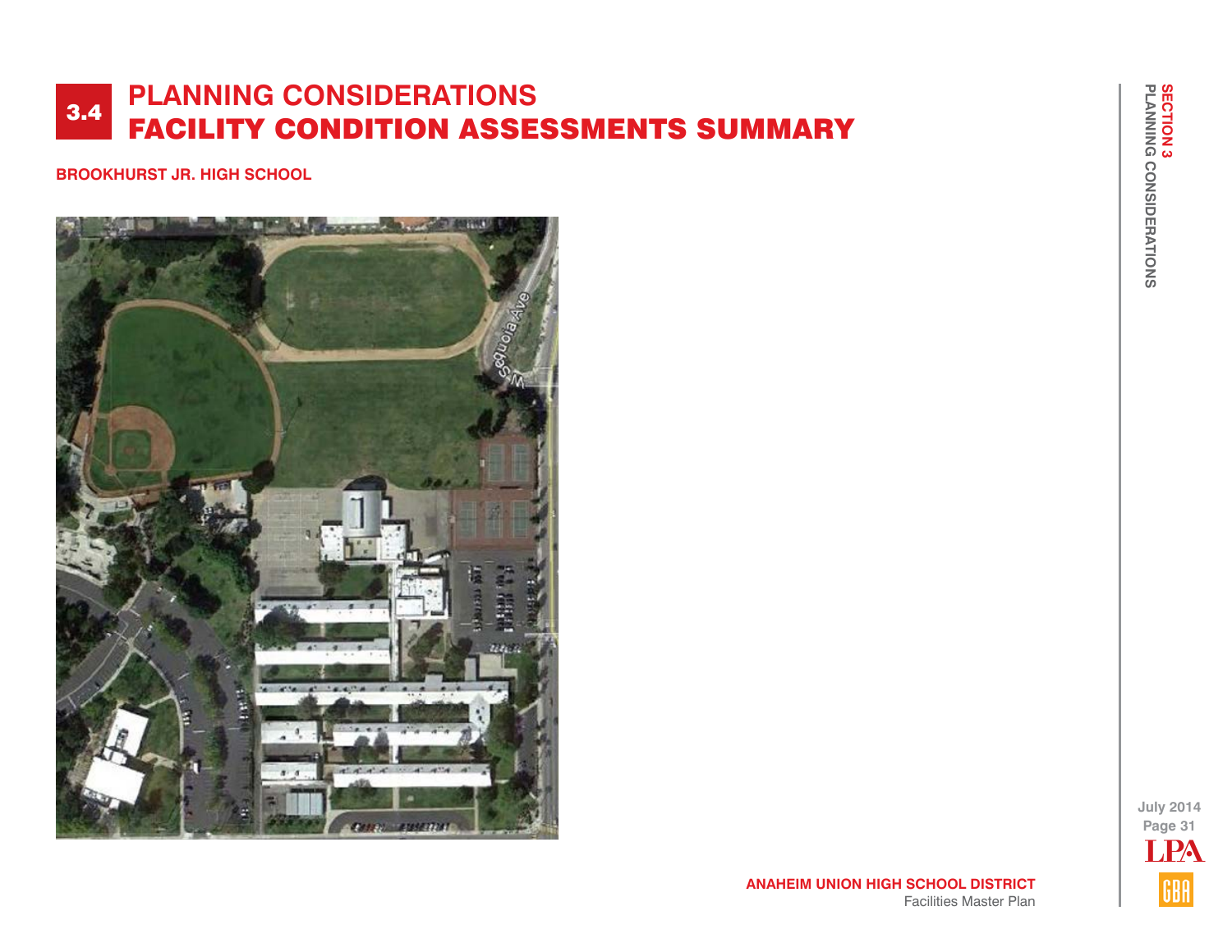# 3.4 PLANNING CONSIDERATIONS
# FACILITY CONDITION ASSESSMENTS SUMMARY

**BROOKHURST JR. HIGH SCHOOL**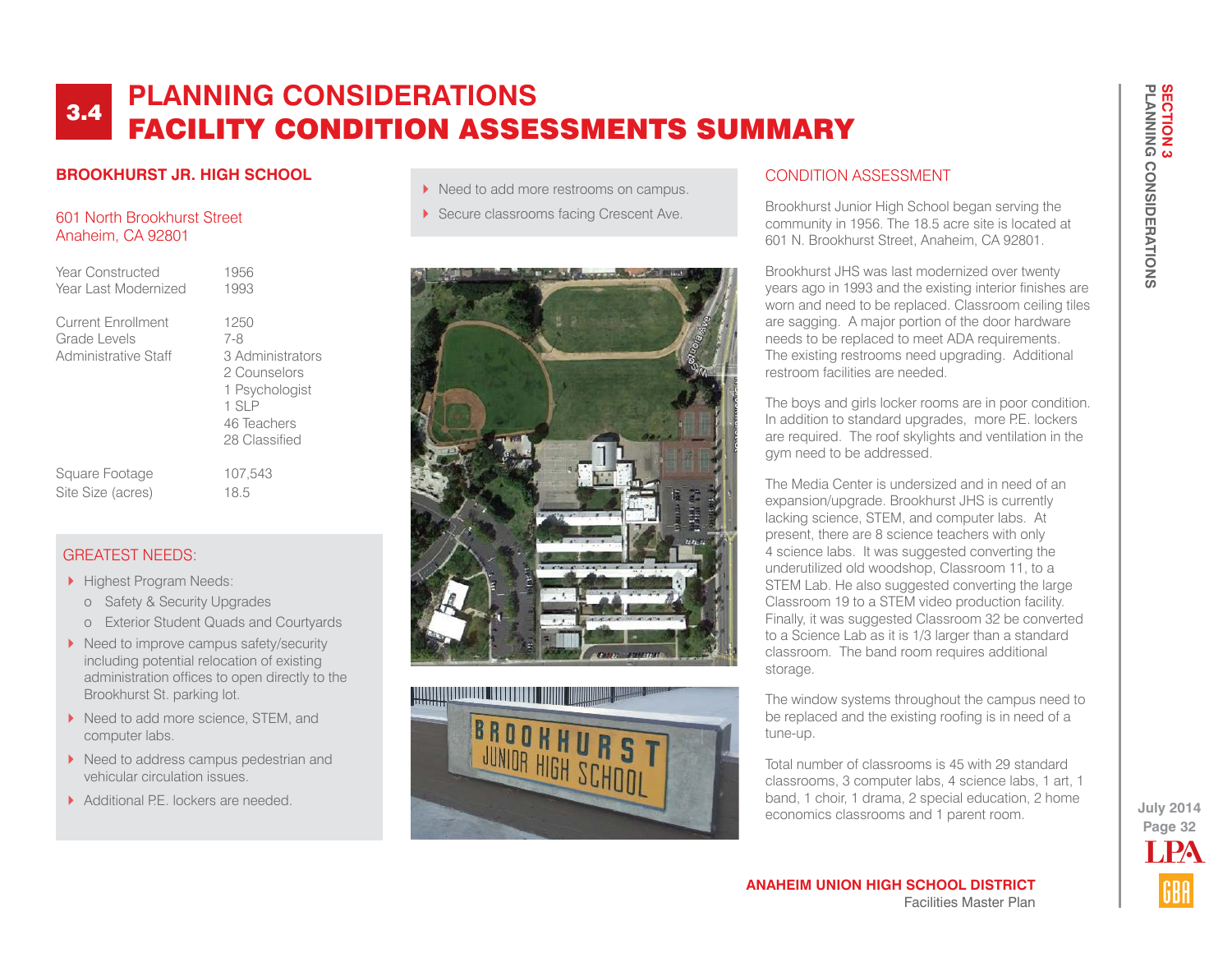# 3.4 PLANNING CONSIDERATIONS
# FACILITY CONDITION ASSESSMENTS SUMMARY

## BROOKHURST JR. HIGH SCHOOL

601 North Brookhurst Street
Anaheim, CA 92801

| | |
|---|---|
| Year Constructed | 1956 |
| Year Last Modernized | 1993 |
| Current Enrollment | 1250 |
| Grade Levels | 7-8 |
| Administrative Staff | 3 Administrators<br>2 Counselors<br>1 Psychologist<br>1 SLP<br>46 Teachers<br>28 Classified |
| Square Footage | 107,543 |
| Site Size (acres) | 18.5 |

### GREATEST NEEDS:

- Highest Program Needs:
  - Safety & Security Upgrades
  - Exterior Student Quads and Courtyards
- Need to improve campus safety/security including potential relocation of existing administration offices to open directly to the Brookhurst St. parking lot.
- Need to add more science, STEM, and computer labs.
- Need to address campus pedestrian and vehicular circulation issues.
- Additional P.E. lockers are needed.
- Need to add more restrooms on campus.
- Secure classrooms facing Crescent Ave.

### CONDITION ASSESSMENT

Brookhurst Junior High School began serving the community in 1956. The 18.5 acre site is located at 601 N. Brookhurst Street, Anaheim, CA 92801.

Brookhurst JHS was last modernized over twenty years ago in 1993 and the existing interior finishes are worn and need to be replaced. Classroom ceiling tiles are sagging. A major portion of the door hardware needs to be replaced to meet ADA requirements. The existing restrooms need upgrading. Additional restroom facilities are needed.

The boys and girls locker rooms are in poor condition. In addition to standard upgrades, more P.E. lockers are required. The roof skylights and ventilation in the gym need to be addressed.

The Media Center is undersized and in need of an expansion/upgrade. Brookhurst JHS is currently lacking science, STEM, and computer labs. At present, there are 8 science teachers with only 4 science labs. It was suggested converting the underutilized old woodshop, Classroom 11, to a STEM Lab. He also suggested converting the large Classroom 19 to a STEM video production facility. Finally, it was suggested Classroom 32 be converted to a Science Lab as it is 1/3 larger than a standard classroom. The band room requires additional storage.

The window systems throughout the campus need to be replaced and the existing roofing is in need of a tune-up.

Total number of classrooms is 45 with 29 standard classrooms, 3 computer labs, 4 science labs, 1 art, 1 band, 1 choir, 1 drama, 2 special education, 2 home economics classrooms and 1 parent room.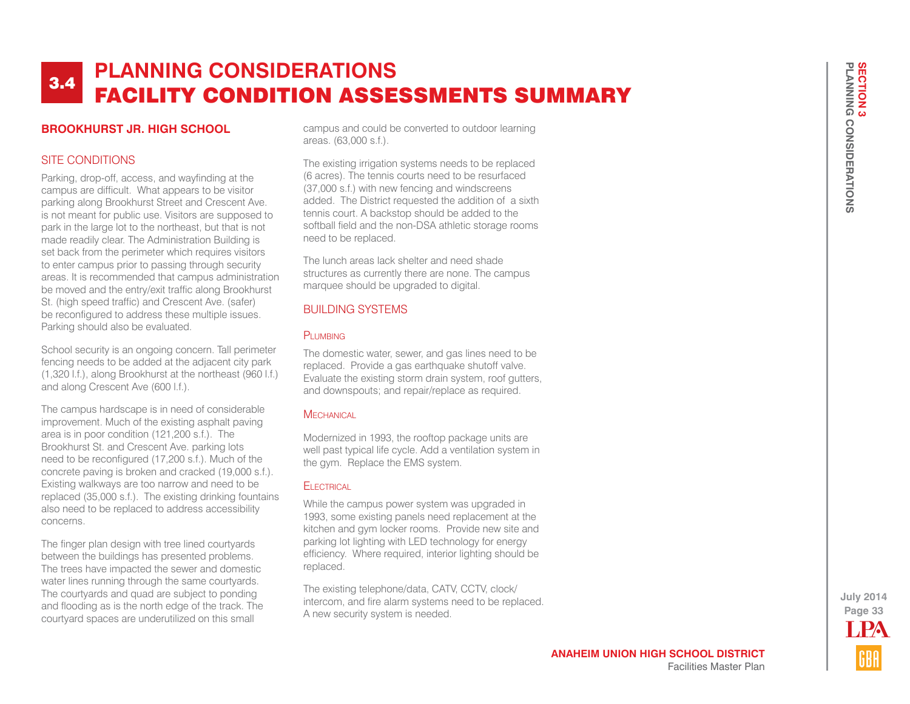# 3.4 PLANNING CONSIDERATIONS
# FACILITY CONDITION ASSESSMENTS SUMMARY

## BROOKHURST JR. HIGH SCHOOL

### SITE CONDITIONS

Parking, drop-off, access, and wayfinding at the campus are difficult. What appears to be visitor parking along Brookhurst Street and Crescent Ave. is not meant for public use. Visitors are supposed to park in the large lot to the northeast, but that is not made readily clear. The Administration Building is set back from the perimeter which requires visitors to enter campus prior to passing through security areas. It is recommended that campus administration be moved and the entry/exit traffic along Brookhurst St. (high speed traffic) and Crescent Ave. (safer) be reconfigured to address these multiple issues. Parking should also be evaluated.

School security is an ongoing concern. Tall perimeter fencing needs to be added at the adjacent city park (1,320 l.f.), along Brookhurst at the northeast (960 l.f.) and along Crescent Ave (600 l.f.).

The campus hardscape is in need of considerable improvement. Much of the existing asphalt paving area is in poor condition (121,200 s.f.). The Brookhurst St. and Crescent Ave. parking lots need to be reconfigured (17,200 s.f.). Much of the concrete paving is broken and cracked (19,000 s.f.). Existing walkways are too narrow and need to be replaced (35,000 s.f.). The existing drinking fountains also need to be replaced to address accessibility concerns.

The finger plan design with tree lined courtyards between the buildings has presented problems. The trees have impacted the sewer and domestic water lines running through the same courtyards. The courtyards and quad are subject to ponding and flooding as is the north edge of the track. The courtyard spaces are underutilized on this small campus and could be converted to outdoor learning areas. (63,000 s.f.).

The existing irrigation systems needs to be replaced (6 acres). The tennis courts need to be resurfaced (37,000 s.f.) with new fencing and windscreens added. The District requested the addition of a sixth tennis court. A backstop should be added to the softball field and the non-DSA athletic storage rooms need to be replaced.

The lunch areas lack shelter and need shade structures as currently there are none. The campus marquee should be upgraded to digital.

### BUILDING SYSTEMS

#### Plumbing

The domestic water, sewer, and gas lines need to be replaced. Provide a gas earthquake shutoff valve. Evaluate the existing storm drain system, roof gutters, and downspouts; and repair/replace as required.

#### Mechanical

Modernized in 1993, the rooftop package units are well past typical life cycle. Add a ventilation system in the gym. Replace the EMS system.

#### Electrical

While the campus power system was upgraded in 1993, some existing panels need replacement at the kitchen and gym locker rooms. Provide new site and parking lot lighting with LED technology for energy efficiency. Where required, interior lighting should be replaced.

The existing telephone/data, CATV, CCTV, clock/intercom, and fire alarm systems need to be replaced. A new security system is needed.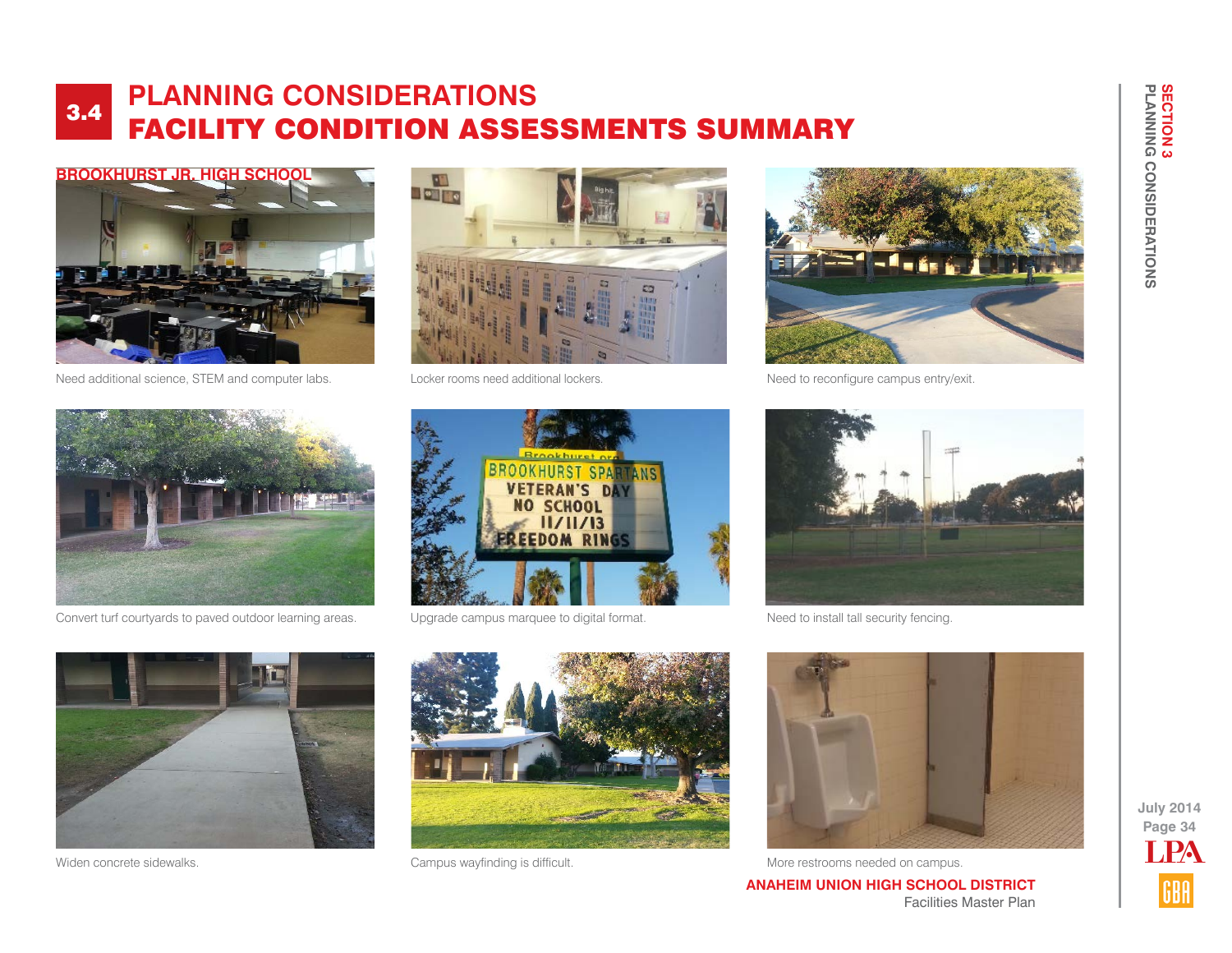# 3.4 PLANNING CONSIDERATIONS
# FACILITY CONDITION ASSESSMENTS SUMMARY

## BROOKHURST JR. HIGH SCHOOL

Need additional science, STEM and computer labs.

Locker rooms need additional lockers.

Need to reconfigure campus entry/exit.

Convert turf courtyards to paved outdoor learning areas.

Upgrade campus marquee to digital format.

Need to install tall security fencing.

Widen concrete sidewalks.

Campus wayfinding is difficult.

More restrooms needed on campus.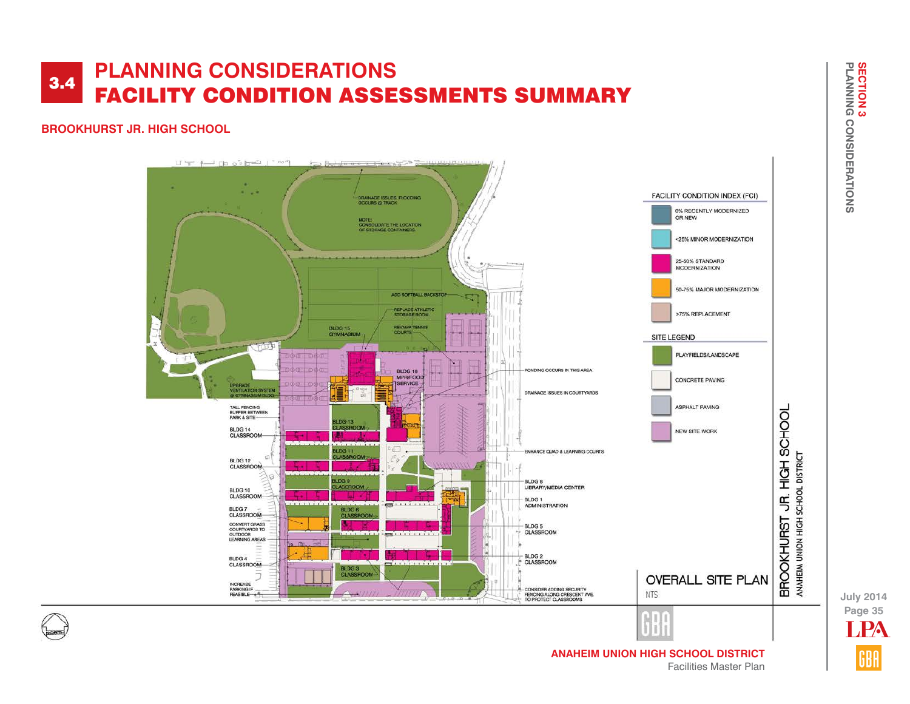# 3.4 PLANNING CONSIDERATIONS
# FACILITY CONDITION ASSESSMENTS SUMMARY

## BROOKHURST JR. HIGH SCHOOL

DRAINAGE ISSUES FLOODING OCCURS @ TRACK

NOTE: CONSOLIDATE THE LOCATION OF STORAGE CONTAINERS.

ADD SOFTBALL BACKSTOP

REPLACE ATHLETIC STORAGE ROOM

REVAMP TENNIS COURTS

BLDG 15 GYMNASIUM

BLDG 16 MPR/FOOD SERVICE

PONDING OCCURS IN THIS AREA

DRAINAGE ISSUES IN COURTYARDS

UPGRADE VENTILATION SYSTEM @ GYMNASIUM BLDG

TALL FENCING BUFFER BETWEEN PARK & SITE

BLDG 14 CLASSROOM

BLDG 13 CLASSROOM

BLDG 11 CLASSROOM

ENHANCE QUAD & LEARNING COURTS

BLDG 12 CLASSROOM

BLDG 9 CLASSROOM

BLDG 8 LIBRARY/MEDIA CENTER

BLDG 10 CLASSROOM

BLDG 1 ADMINISTRATION

BLDG 7 CLASSROOM

BLDG 6 CLASSROOM

CONVERT GRASS COURTYARDS TO OUTDOOR LEARNING AREAS

BLDG 5 CLASSROOM

BLDG 4 CLASSROOM

BLDG 2 CLASSROOM

BLDG 3 CLASSROOM

INCREASE PARKING IF FEASIBLE

CONSIDER ADDING SECURITY FENCING ALONG CRESCENT AVE. TO PROTECT CLASSROOMS

**FACILITY CONDITION INDEX (FCI)**

- 0% RECENTLY MODERNIZED OR NEW
- <25% MINOR MODERNIZATION
- 25-50% STANDARD MODERNIZATION
- 50-75% MAJOR MODERNIZATION
- >75% REPLACEMENT

**SITE LEGEND**

- PLAYFIELDS/LANDSCAPE
- CONCRETE PAVING
- ASPHALT PAVING
- NEW SITE WORK

OVERALL SITE PLAN

NTS

BROOKHURST JR. HIGH SCHOOL

ANAHEIM UNION HIGH SCHOOL DISTRICT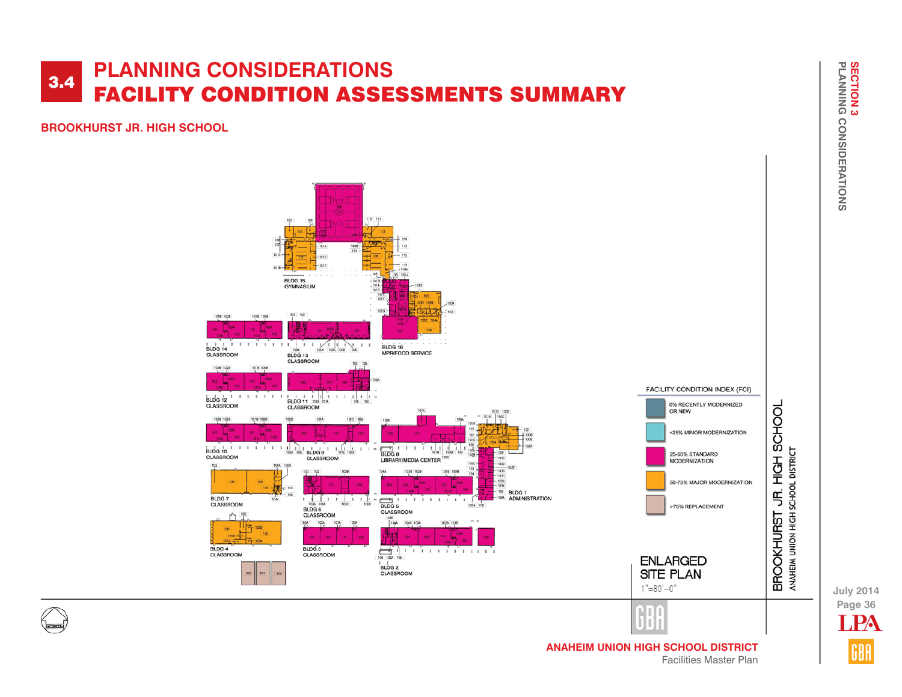# 3.4 PLANNING CONSIDERATIONS
# FACILITY CONDITION ASSESSMENTS SUMMARY

## BROOKHURST JR. HIGH SCHOOL

BLDG 15
GYMNASIUM

BLDG 16
MPR/FOOD SERVICE

BLDG 14
CLASSROOM

BLDG 13
CLASSROOM

BLDG 12
CLASSROOM

BLDG 11
CLASSROOM

BLDG 10
CLASSROOM

BLDG 9
CLASSROOM

BLDG 8
LIBRARY/MEDIA CENTER

BLDG 1
ADMINISTRATION

BLDG 7
CLASSROOM

BLDG 6
CLASSROOM

BLDG 5
CLASSROOM

BLDG 4
CLASSROOM

BLDG 3
CLASSROOM

BLDG 2
CLASSROOM

FACILITY CONDITION INDEX (FCI)

- 0% RECENTLY MODERNIZED OR NEW
- <25% MINOR MODERNIZATION
- 25-50% STANDARD MODERNIZATION
- 50-75% MAJOR MODERNIZATION
- >75% REPLACEMENT

ENLARGED SITE PLAN
1"=80'-0"

BROOKHURST JR. HIGH SCHOOL
ANAHEIM UNION HIGH SCHOOL DISTRICT

SECTION 3
PLANNING CONSIDERATIONS

July 2014

ANAHEIM UNION HIGH SCHOOL DISTRICT
Facilities Master Plan